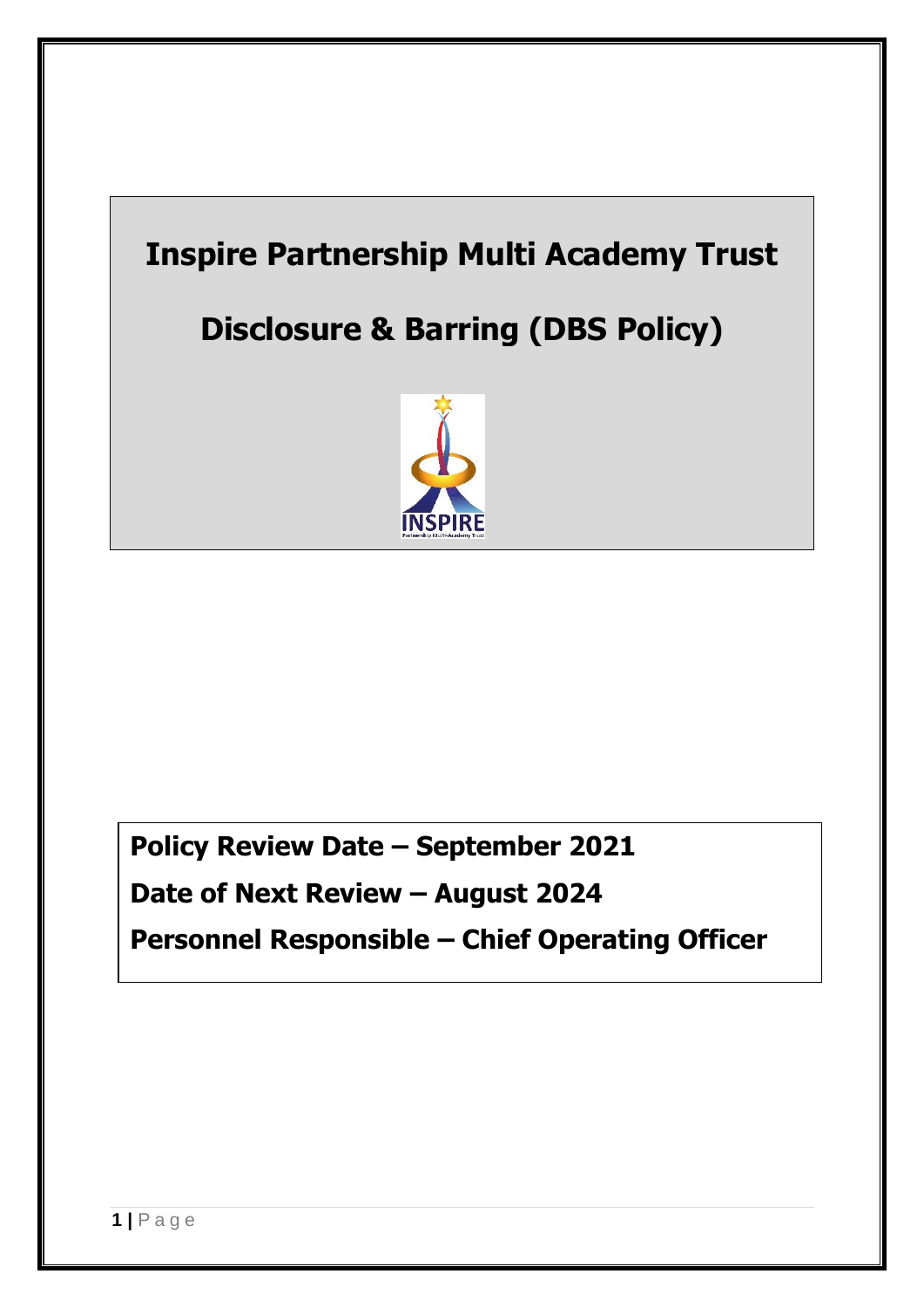# Inspire Partnership Multi Academy Trust

# Disclosure & Barring (DBS Policy)

**Policy Review Date – September 2021**

**Date of Next Review – August 2024**

**Personnel Responsible – Chief Operating Officer**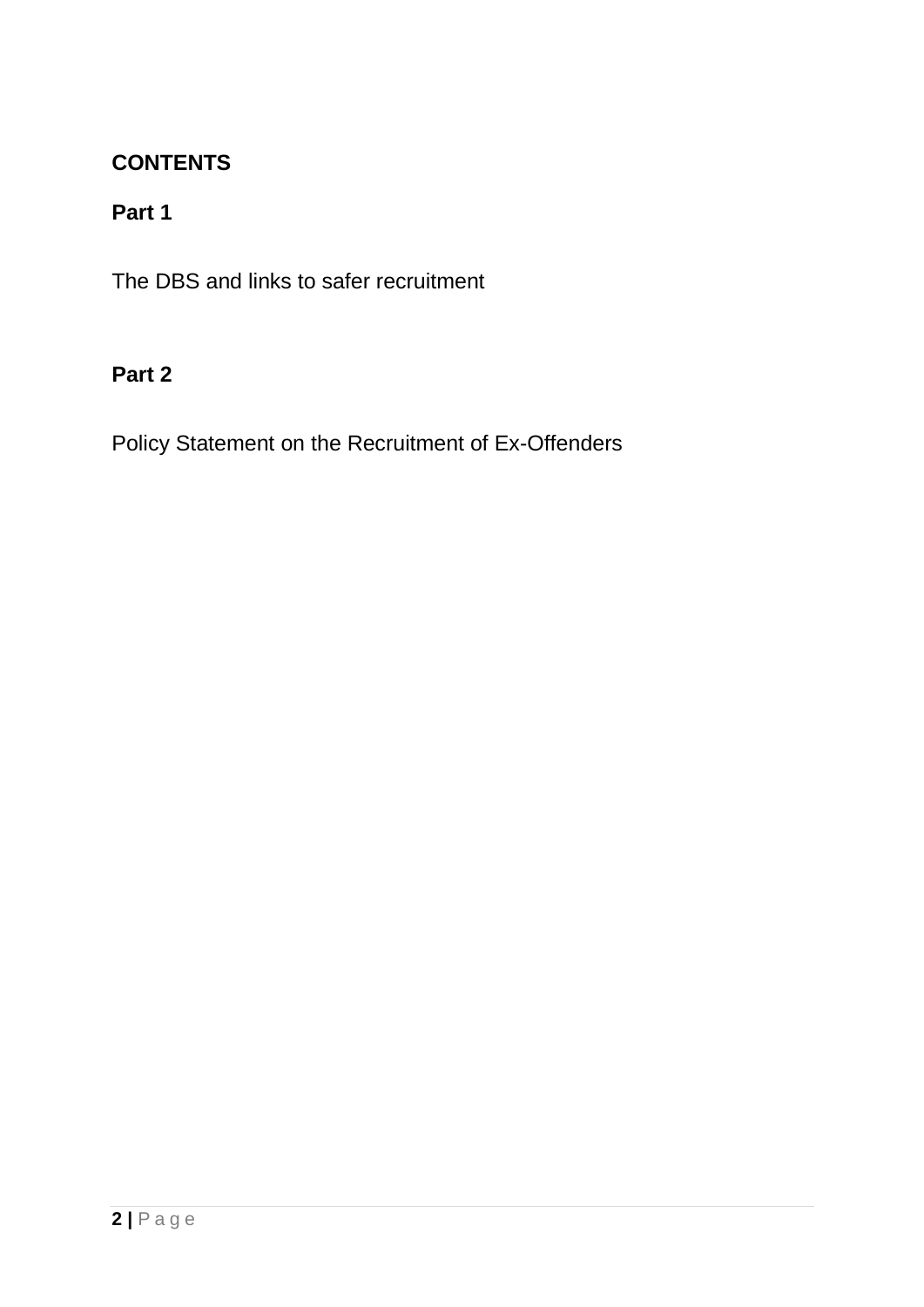## CONTENTS

### Part 1

The DBS and links to safer recruitment

### Part 2

Policy Statement on the Recruitment of Ex-Offenders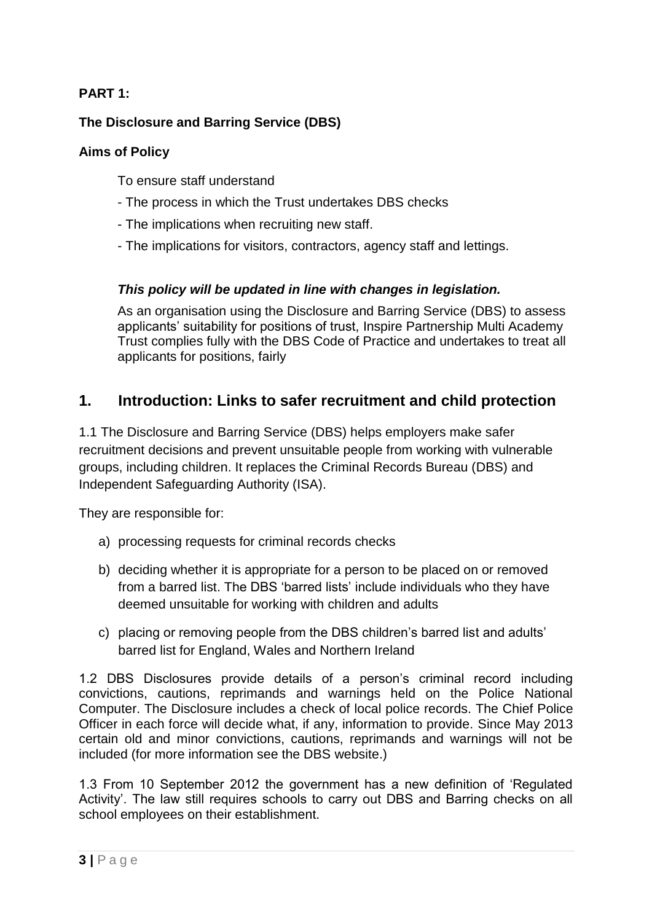**PART 1:**

**The Disclosure and Barring Service (DBS)**

**Aims of Policy**

To ensure staff understand

- The process in which the Trust undertakes DBS checks
- The implications when recruiting new staff.
- The implications for visitors, contractors, agency staff and lettings.

***This policy will be updated in line with changes in legislation.***

As an organisation using the Disclosure and Barring Service (DBS) to assess applicants' suitability for positions of trust, Inspire Partnership Multi Academy Trust complies fully with the DBS Code of Practice and undertakes to treat all applicants for positions, fairly

## 1. Introduction: Links to safer recruitment and child protection

1.1 The Disclosure and Barring Service (DBS) helps employers make safer recruitment decisions and prevent unsuitable people from working with vulnerable groups, including children. It replaces the Criminal Records Bureau (DBS) and Independent Safeguarding Authority (ISA).

They are responsible for:

a) processing requests for criminal records checks

b) deciding whether it is appropriate for a person to be placed on or removed from a barred list. The DBS 'barred lists' include individuals who they have deemed unsuitable for working with children and adults

c) placing or removing people from the DBS children's barred list and adults' barred list for England, Wales and Northern Ireland

1.2 DBS Disclosures provide details of a person's criminal record including convictions, cautions, reprimands and warnings held on the Police National Computer. The Disclosure includes a check of local police records. The Chief Police Officer in each force will decide what, if any, information to provide. Since May 2013 certain old and minor convictions, cautions, reprimands and warnings will not be included (for more information see the DBS website.)

1.3 From 10 September 2012 the government has a new definition of 'Regulated Activity'. The law still requires schools to carry out DBS and Barring checks on all school employees on their establishment.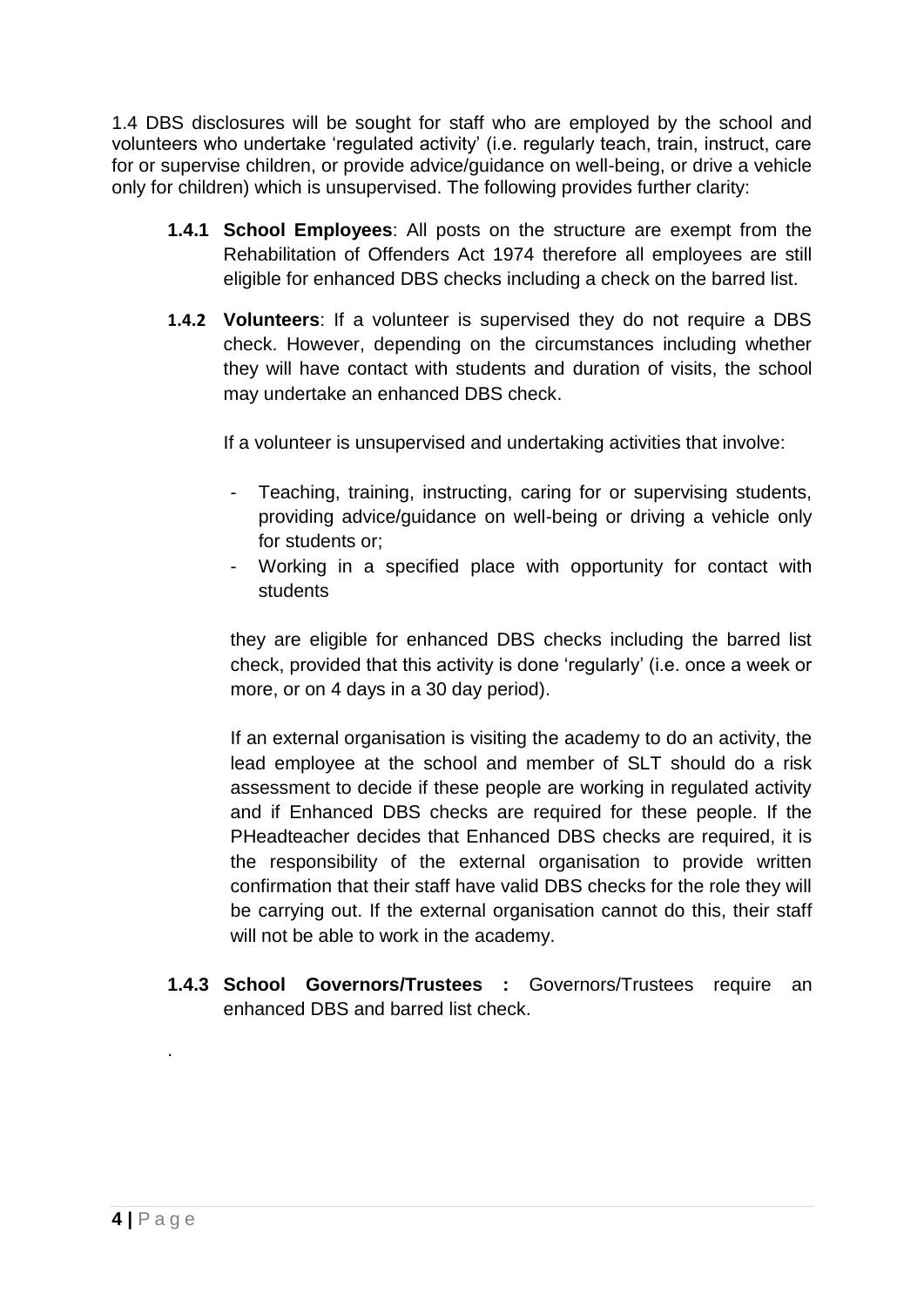1.4 DBS disclosures will be sought for staff who are employed by the school and volunteers who undertake 'regulated activity' (i.e. regularly teach, train, instruct, care for or supervise children, or provide advice/guidance on well-being, or drive a vehicle only for children) which is unsupervised. The following provides further clarity:

**1.4.1 School Employees**: All posts on the structure are exempt from the Rehabilitation of Offenders Act 1974 therefore all employees are still eligible for enhanced DBS checks including a check on the barred list.

**1.4.2 Volunteers**: If a volunteer is supervised they do not require a DBS check. However, depending on the circumstances including whether they will have contact with students and duration of visits, the school may undertake an enhanced DBS check.

If a volunteer is unsupervised and undertaking activities that involve:

- Teaching, training, instructing, caring for or supervising students, providing advice/guidance on well-being or driving a vehicle only for students or;
- Working in a specified place with opportunity for contact with students

they are eligible for enhanced DBS checks including the barred list check, provided that this activity is done 'regularly' (i.e. once a week or more, or on 4 days in a 30 day period).

If an external organisation is visiting the academy to do an activity, the lead employee at the school and member of SLT should do a risk assessment to decide if these people are working in regulated activity and if Enhanced DBS checks are required for these people. If the PHeadteacher decides that Enhanced DBS checks are required, it is the responsibility of the external organisation to provide written confirmation that their staff have valid DBS checks for the role they will be carrying out. If the external organisation cannot do this, their staff will not be able to work in the academy.

**1.4.3 School Governors/Trustees :** Governors/Trustees require an enhanced DBS and barred list check.

.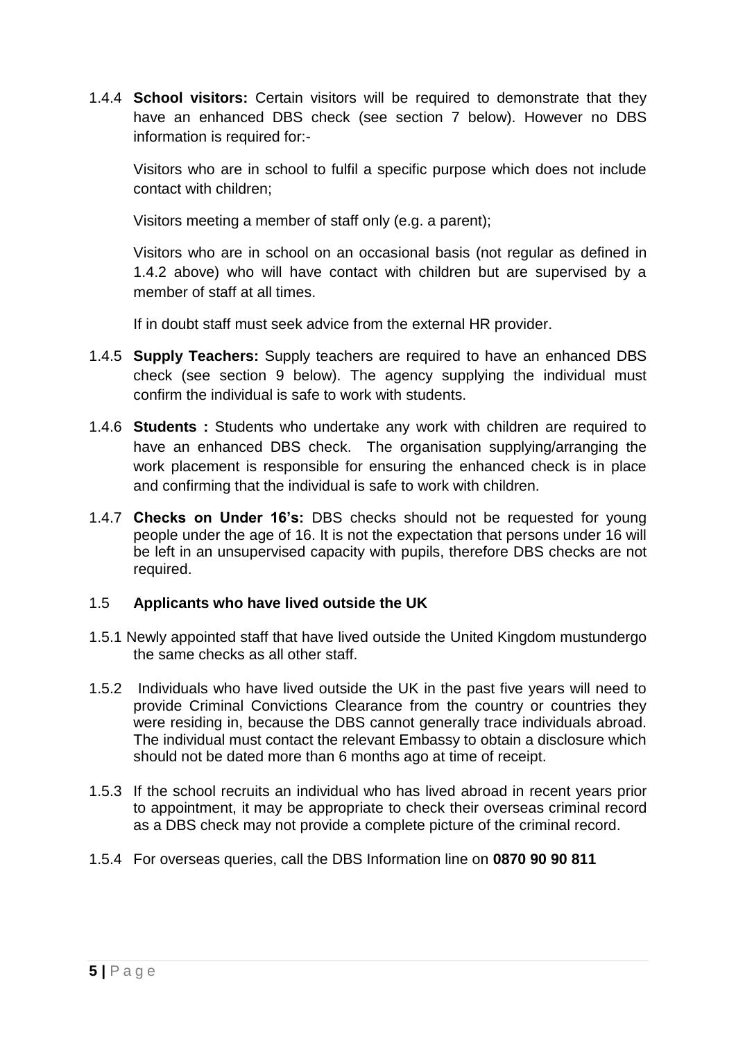1.4.4 **School visitors:** Certain visitors will be required to demonstrate that they have an enhanced DBS check (see section 7 below). However no DBS information is required for:-

Visitors who are in school to fulfil a specific purpose which does not include contact with children;

Visitors meeting a member of staff only (e.g. a parent);

Visitors who are in school on an occasional basis (not regular as defined in 1.4.2 above) who will have contact with children but are supervised by a member of staff at all times.

If in doubt staff must seek advice from the external HR provider.

1.4.5 **Supply Teachers:** Supply teachers are required to have an enhanced DBS check (see section 9 below). The agency supplying the individual must confirm the individual is safe to work with students.

1.4.6 **Students :** Students who undertake any work with children are required to have an enhanced DBS check. The organisation supplying/arranging the work placement is responsible for ensuring the enhanced check is in place and confirming that the individual is safe to work with children.

1.4.7 **Checks on Under 16's:** DBS checks should not be requested for young people under the age of 16. It is not the expectation that persons under 16 will be left in an unsupervised capacity with pupils, therefore DBS checks are not required.

## 1.5 Applicants who have lived outside the UK

1.5.1 Newly appointed staff that have lived outside the United Kingdom mustundergo the same checks as all other staff.

1.5.2 Individuals who have lived outside the UK in the past five years will need to provide Criminal Convictions Clearance from the country or countries they were residing in, because the DBS cannot generally trace individuals abroad. The individual must contact the relevant Embassy to obtain a disclosure which should not be dated more than 6 months ago at time of receipt.

1.5.3 If the school recruits an individual who has lived abroad in recent years prior to appointment, it may be appropriate to check their overseas criminal record as a DBS check may not provide a complete picture of the criminal record.

1.5.4 For overseas queries, call the DBS Information line on **0870 90 90 811**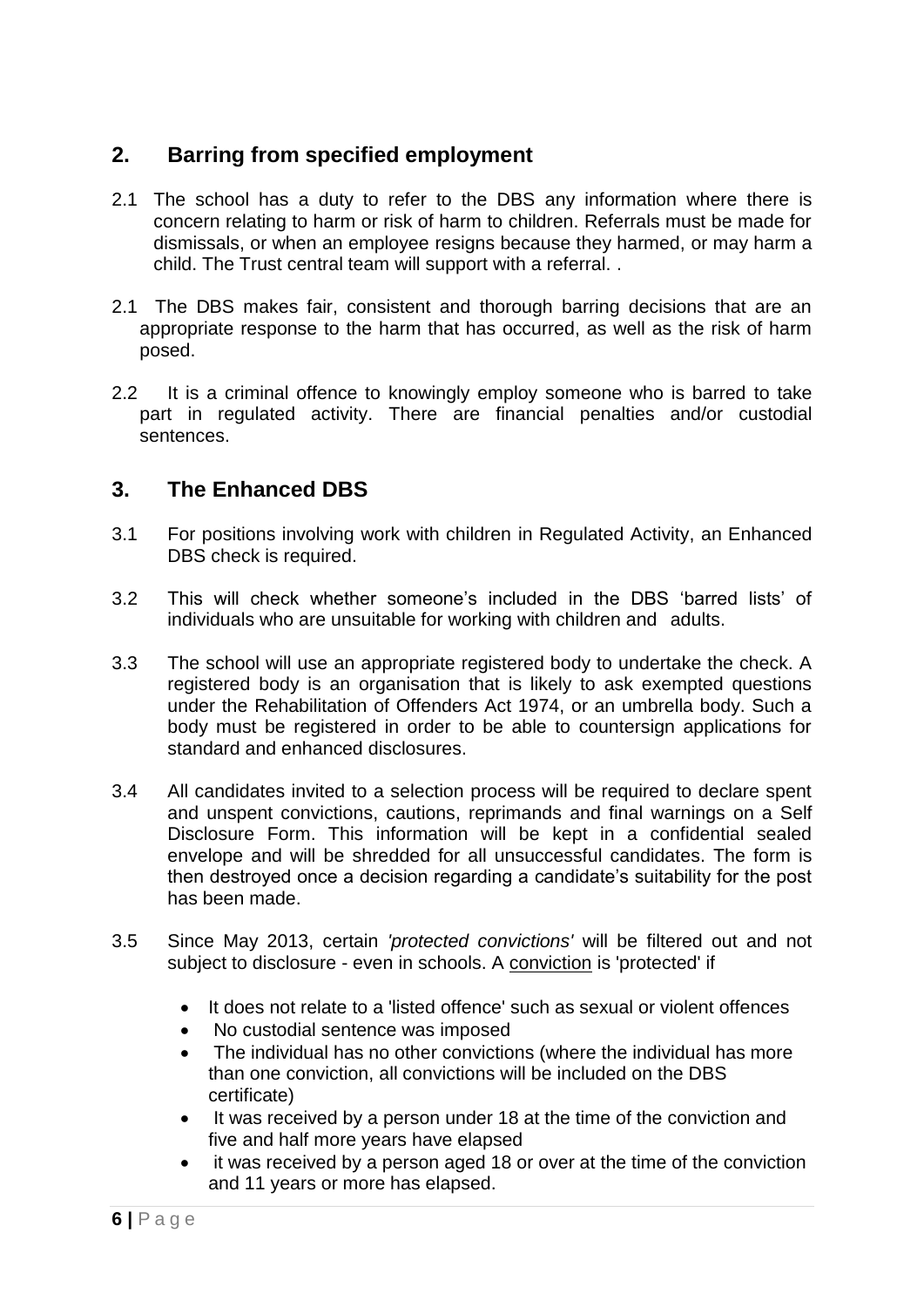## 2. Barring from specified employment

2.1 The school has a duty to refer to the DBS any information where there is concern relating to harm or risk of harm to children. Referrals must be made for dismissals, or when an employee resigns because they harmed, or may harm a child. The Trust central team will support with a referral. .

2.1 The DBS makes fair, consistent and thorough barring decisions that are an appropriate response to the harm that has occurred, as well as the risk of harm posed.

2.2 It is a criminal offence to knowingly employ someone who is barred to take part in regulated activity. There are financial penalties and/or custodial sentences.

## 3. The Enhanced DBS

3.1 For positions involving work with children in Regulated Activity, an Enhanced DBS check is required.

3.2 This will check whether someone's included in the DBS 'barred lists' of individuals who are unsuitable for working with children and adults.

3.3 The school will use an appropriate registered body to undertake the check. A registered body is an organisation that is likely to ask exempted questions under the Rehabilitation of Offenders Act 1974, or an umbrella body. Such a body must be registered in order to be able to countersign applications for standard and enhanced disclosures.

3.4 All candidates invited to a selection process will be required to declare spent and unspent convictions, cautions, reprimands and final warnings on a Self Disclosure Form. This information will be kept in a confidential sealed envelope and will be shredded for all unsuccessful candidates. The form is then destroyed once a decision regarding a candidate's suitability for the post has been made.

3.5 Since May 2013, certain *'protected convictions'* will be filtered out and not subject to disclosure - even in schools. A conviction is 'protected' if

- It does not relate to a 'listed offence' such as sexual or violent offences
- No custodial sentence was imposed
- The individual has no other convictions (where the individual has more than one conviction, all convictions will be included on the DBS certificate)
- It was received by a person under 18 at the time of the conviction and five and half more years have elapsed
- it was received by a person aged 18 or over at the time of the conviction and 11 years or more has elapsed.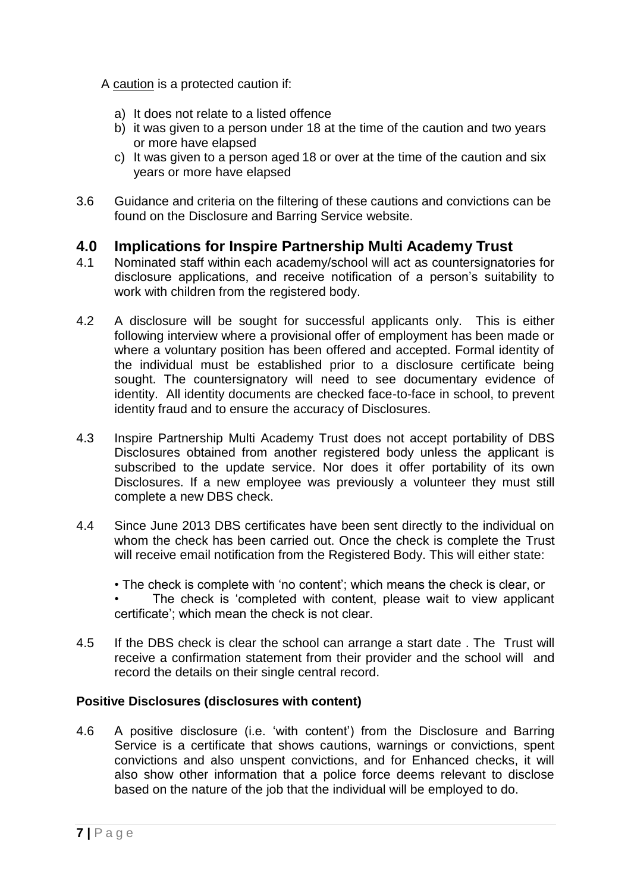A <u>caution</u> is a protected caution if:

a) It does not relate to a listed offence
b) it was given to a person under 18 at the time of the caution and two years or more have elapsed
c) It was given to a person aged 18 or over at the time of the caution and six years or more have elapsed

3.6 Guidance and criteria on the filtering of these cautions and convictions can be found on the Disclosure and Barring Service website.

# 4.0 Implications for Inspire Partnership Multi Academy Trust

4.1 Nominated staff within each academy/school will act as countersignatories for disclosure applications, and receive notification of a person's suitability to work with children from the registered body.

4.2 A disclosure will be sought for successful applicants only. This is either following interview where a provisional offer of employment has been made or where a voluntary position has been offered and accepted. Formal identity of the individual must be established prior to a disclosure certificate being sought. The countersignatory will need to see documentary evidence of identity. All identity documents are checked face-to-face in school, to prevent identity fraud and to ensure the accuracy of Disclosures.

4.3 Inspire Partnership Multi Academy Trust does not accept portability of DBS Disclosures obtained from another registered body unless the applicant is subscribed to the update service. Nor does it offer portability of its own Disclosures. If a new employee was previously a volunteer they must still complete a new DBS check.

4.4 Since June 2013 DBS certificates have been sent directly to the individual on whom the check has been carried out. Once the check is complete the Trust will receive email notification from the Registered Body. This will either state:

- The check is complete with 'no content'; which means the check is clear, or
- The check is 'completed with content, please wait to view applicant certificate'; which mean the check is not clear.

4.5 If the DBS check is clear the school can arrange a start date . The Trust will receive a confirmation statement from their provider and the school will and record the details on their single central record.

**Positive Disclosures (disclosures with content)**

4.6 A positive disclosure (i.e. 'with content') from the Disclosure and Barring Service is a certificate that shows cautions, warnings or convictions, spent convictions and also unspent convictions, and for Enhanced checks, it will also show other information that a police force deems relevant to disclose based on the nature of the job that the individual will be employed to do.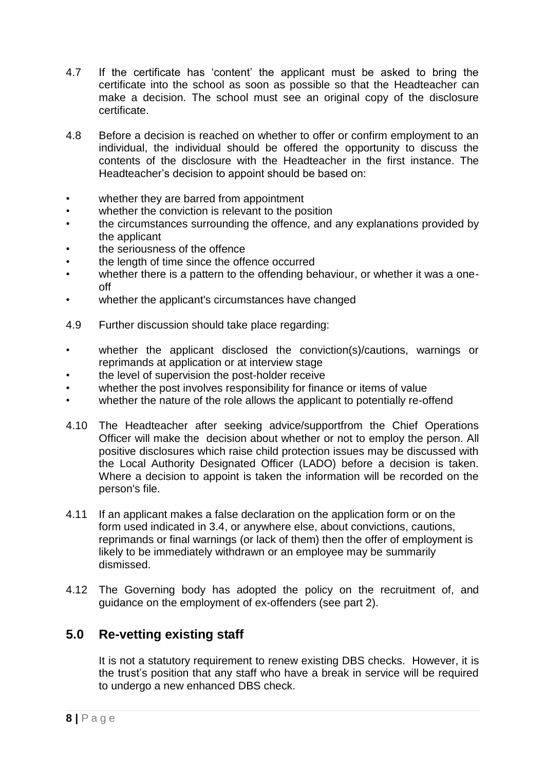4.7 If the certificate has 'content' the applicant must be asked to bring the certificate into the school as soon as possible so that the Headteacher can make a decision. The school must see an original copy of the disclosure certificate.

4.8 Before a decision is reached on whether to offer or confirm employment to an individual, the individual should be offered the opportunity to discuss the contents of the disclosure with the Headteacher in the first instance. The Headteacher's decision to appoint should be based on:

- whether they are barred from appointment
- whether the conviction is relevant to the position
- the circumstances surrounding the offence, and any explanations provided by the applicant
- the seriousness of the offence
- the length of time since the offence occurred
- whether there is a pattern to the offending behaviour, or whether it was a one-off
- whether the applicant's circumstances have changed

4.9 Further discussion should take place regarding:

- whether the applicant disclosed the conviction(s)/cautions, warnings or reprimands at application or at interview stage
- the level of supervision the post-holder receive
- whether the post involves responsibility for finance or items of value
- whether the nature of the role allows the applicant to potentially re-offend

4.10 The Headteacher after seeking advice/supportfrom the Chief Operations Officer will make the decision about whether or not to employ the person. All positive disclosures which raise child protection issues may be discussed with the Local Authority Designated Officer (LADO) before a decision is taken. Where a decision to appoint is taken the information will be recorded on the person's file.

4.11 If an applicant makes a false declaration on the application form or on the form used indicated in 3.4, or anywhere else, about convictions, cautions, reprimands or final warnings (or lack of them) then the offer of employment is likely to be immediately withdrawn or an employee may be summarily dismissed.

4.12 The Governing body has adopted the policy on the recruitment of, and guidance on the employment of ex-offenders (see part 2).

## 5.0 Re-vetting existing staff

It is not a statutory requirement to renew existing DBS checks. However, it is the trust's position that any staff who have a break in service will be required to undergo a new enhanced DBS check.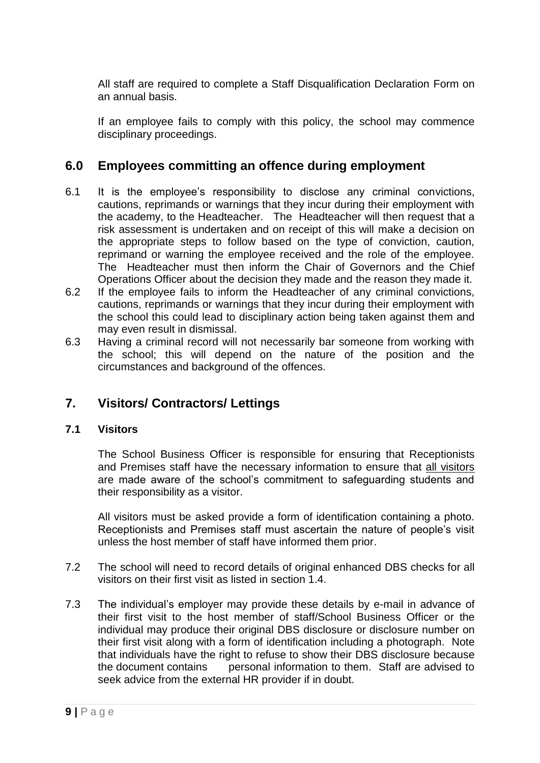All staff are required to complete a Staff Disqualification Declaration Form on an annual basis.

If an employee fails to comply with this policy, the school may commence disciplinary proceedings.

## 6.0 Employees committing an offence during employment

6.1 It is the employee's responsibility to disclose any criminal convictions, cautions, reprimands or warnings that they incur during their employment with the academy, to the Headteacher. The Headteacher will then request that a risk assessment is undertaken and on receipt of this will make a decision on the appropriate steps to follow based on the type of conviction, caution, reprimand or warning the employee received and the role of the employee. The Headteacher must then inform the Chair of Governors and the Chief Operations Officer about the decision they made and the reason they made it.

6.2 If the employee fails to inform the Headteacher of any criminal convictions, cautions, reprimands or warnings that they incur during their employment with the school this could lead to disciplinary action being taken against them and may even result in dismissal.

6.3 Having a criminal record will not necessarily bar someone from working with the school; this will depend on the nature of the position and the circumstances and background of the offences.

## 7. Visitors/ Contractors/ Lettings

### 7.1 Visitors

The School Business Officer is responsible for ensuring that Receptionists and Premises staff have the necessary information to ensure that all visitors are made aware of the school's commitment to safeguarding students and their responsibility as a visitor.

All visitors must be asked provide a form of identification containing a photo. Receptionists and Premises staff must ascertain the nature of people's visit unless the host member of staff have informed them prior.

7.2 The school will need to record details of original enhanced DBS checks for all visitors on their first visit as listed in section 1.4.

7.3 The individual's employer may provide these details by e-mail in advance of their first visit to the host member of staff/School Business Officer or the individual may produce their original DBS disclosure or disclosure number on their first visit along with a form of identification including a photograph. Note that individuals have the right to refuse to show their DBS disclosure because the document contains personal information to them. Staff are advised to seek advice from the external HR provider if in doubt.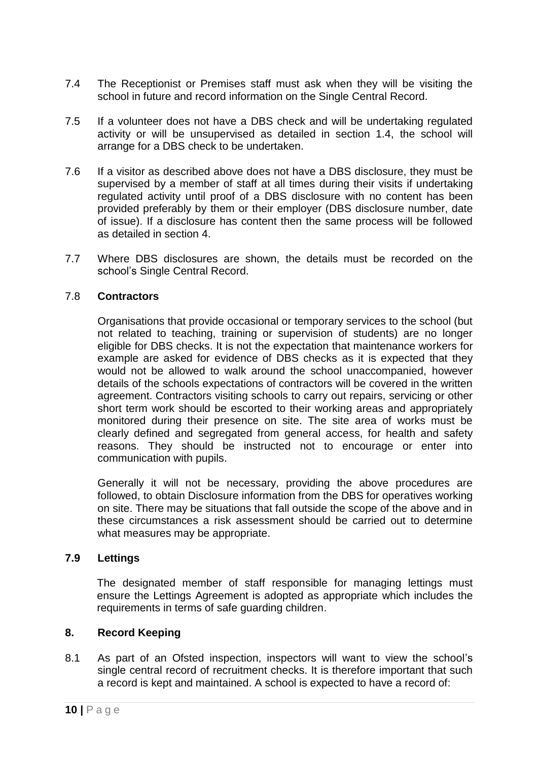7.4 The Receptionist or Premises staff must ask when they will be visiting the school in future and record information on the Single Central Record.

7.5 If a volunteer does not have a DBS check and will be undertaking regulated activity or will be unsupervised as detailed in section 1.4, the school will arrange for a DBS check to be undertaken.

7.6 If a visitor as described above does not have a DBS disclosure, they must be supervised by a member of staff at all times during their visits if undertaking regulated activity until proof of a DBS disclosure with no content has been provided preferably by them or their employer (DBS disclosure number, date of issue). If a disclosure has content then the same process will be followed as detailed in section 4.

7.7 Where DBS disclosures are shown, the details must be recorded on the school's Single Central Record.

### 7.8 Contractors

Organisations that provide occasional or temporary services to the school (but not related to teaching, training or supervision of students) are no longer eligible for DBS checks. It is not the expectation that maintenance workers for example are asked for evidence of DBS checks as it is expected that they would not be allowed to walk around the school unaccompanied, however details of the schools expectations of contractors will be covered in the written agreement. Contractors visiting schools to carry out repairs, servicing or other short term work should be escorted to their working areas and appropriately monitored during their presence on site. The site area of works must be clearly defined and segregated from general access, for health and safety reasons. They should be instructed not to encourage or enter into communication with pupils.

Generally it will not be necessary, providing the above procedures are followed, to obtain Disclosure information from the DBS for operatives working on site. There may be situations that fall outside the scope of the above and in these circumstances a risk assessment should be carried out to determine what measures may be appropriate.

### 7.9 Lettings

The designated member of staff responsible for managing lettings must ensure the Lettings Agreement is adopted as appropriate which includes the requirements in terms of safe guarding children.

## 8. Record Keeping

8.1 As part of an Ofsted inspection, inspectors will want to view the school's single central record of recruitment checks. It is therefore important that such a record is kept and maintained. A school is expected to have a record of: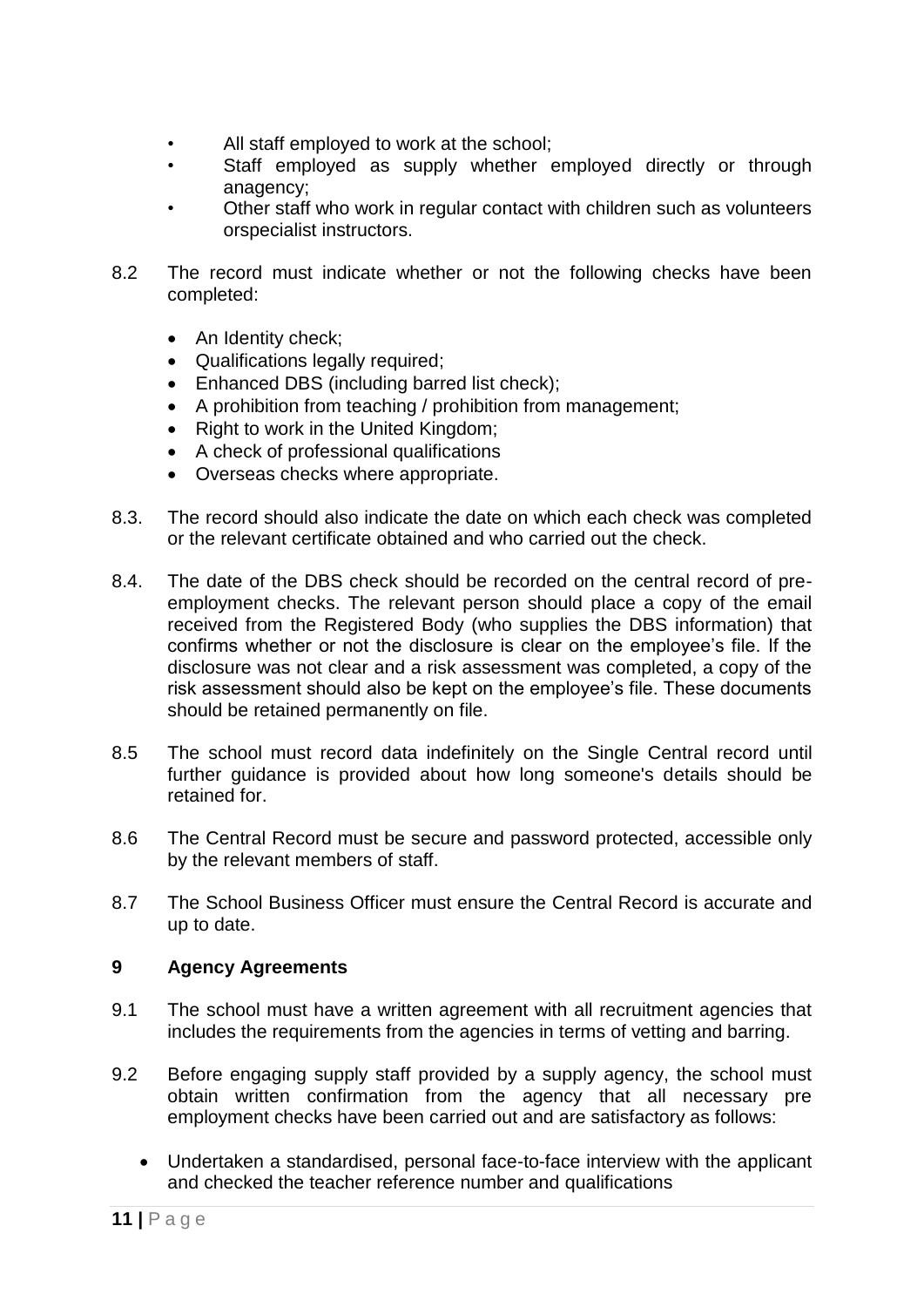- All staff employed to work at the school;
- Staff employed as supply whether employed directly or through anagency;
- Other staff who work in regular contact with children such as volunteers orspecialist instructors.

8.2 The record must indicate whether or not the following checks have been completed:

- An Identity check;
- Qualifications legally required;
- Enhanced DBS (including barred list check);
- A prohibition from teaching / prohibition from management;
- Right to work in the United Kingdom;
- A check of professional qualifications
- Overseas checks where appropriate.

8.3. The record should also indicate the date on which each check was completed or the relevant certificate obtained and who carried out the check.

8.4. The date of the DBS check should be recorded on the central record of pre-employment checks. The relevant person should place a copy of the email received from the Registered Body (who supplies the DBS information) that confirms whether or not the disclosure is clear on the employee's file. If the disclosure was not clear and a risk assessment was completed, a copy of the risk assessment should also be kept on the employee's file. These documents should be retained permanently on file.

8.5 The school must record data indefinitely on the Single Central record until further guidance is provided about how long someone's details should be retained for.

8.6 The Central Record must be secure and password protected, accessible only by the relevant members of staff.

8.7 The School Business Officer must ensure the Central Record is accurate and up to date.

## 9 Agency Agreements

9.1 The school must have a written agreement with all recruitment agencies that includes the requirements from the agencies in terms of vetting and barring.

9.2 Before engaging supply staff provided by a supply agency, the school must obtain written confirmation from the agency that all necessary pre employment checks have been carried out and are satisfactory as follows:

- Undertaken a standardised, personal face-to-face interview with the applicant and checked the teacher reference number and qualifications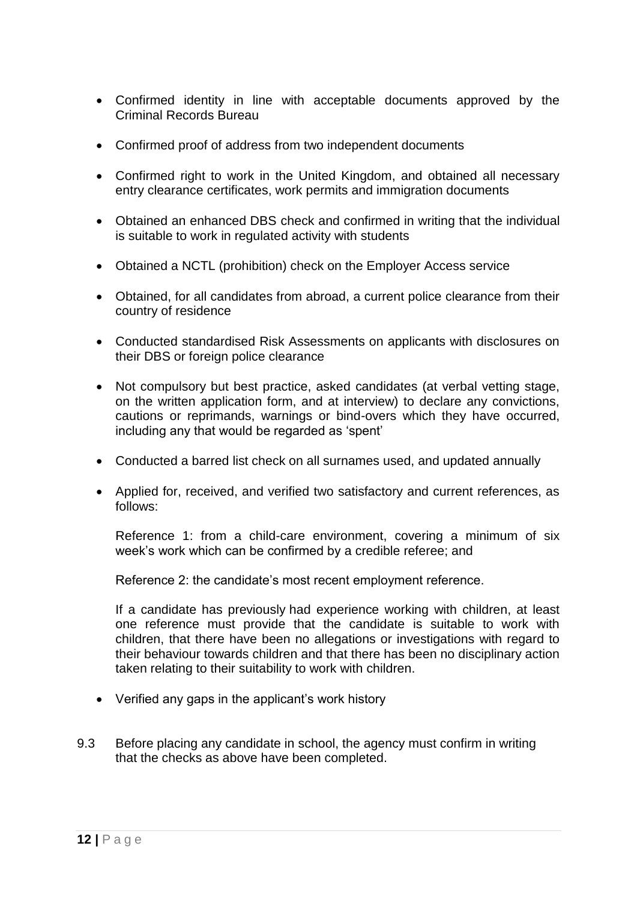- Confirmed identity in line with acceptable documents approved by the Criminal Records Bureau

- Confirmed proof of address from two independent documents

- Confirmed right to work in the United Kingdom, and obtained all necessary entry clearance certificates, work permits and immigration documents

- Obtained an enhanced DBS check and confirmed in writing that the individual is suitable to work in regulated activity with students

- Obtained a NCTL (prohibition) check on the Employer Access service

- Obtained, for all candidates from abroad, a current police clearance from their country of residence

- Conducted standardised Risk Assessments on applicants with disclosures on their DBS or foreign police clearance

- Not compulsory but best practice, asked candidates (at verbal vetting stage, on the written application form, and at interview) to declare any convictions, cautions or reprimands, warnings or bind-overs which they have occurred, including any that would be regarded as 'spent'

- Conducted a barred list check on all surnames used, and updated annually

- Applied for, received, and verified two satisfactory and current references, as follows:

  Reference 1: from a child-care environment, covering a minimum of six week's work which can be confirmed by a credible referee; and

  Reference 2: the candidate's most recent employment reference.

  If a candidate has previously had experience working with children, at least one reference must provide that the candidate is suitable to work with children, that there have been no allegations or investigations with regard to their behaviour towards children and that there has been no disciplinary action taken relating to their suitability to work with children.

- Verified any gaps in the applicant's work history

9.3 Before placing any candidate in school, the agency must confirm in writing that the checks as above have been completed.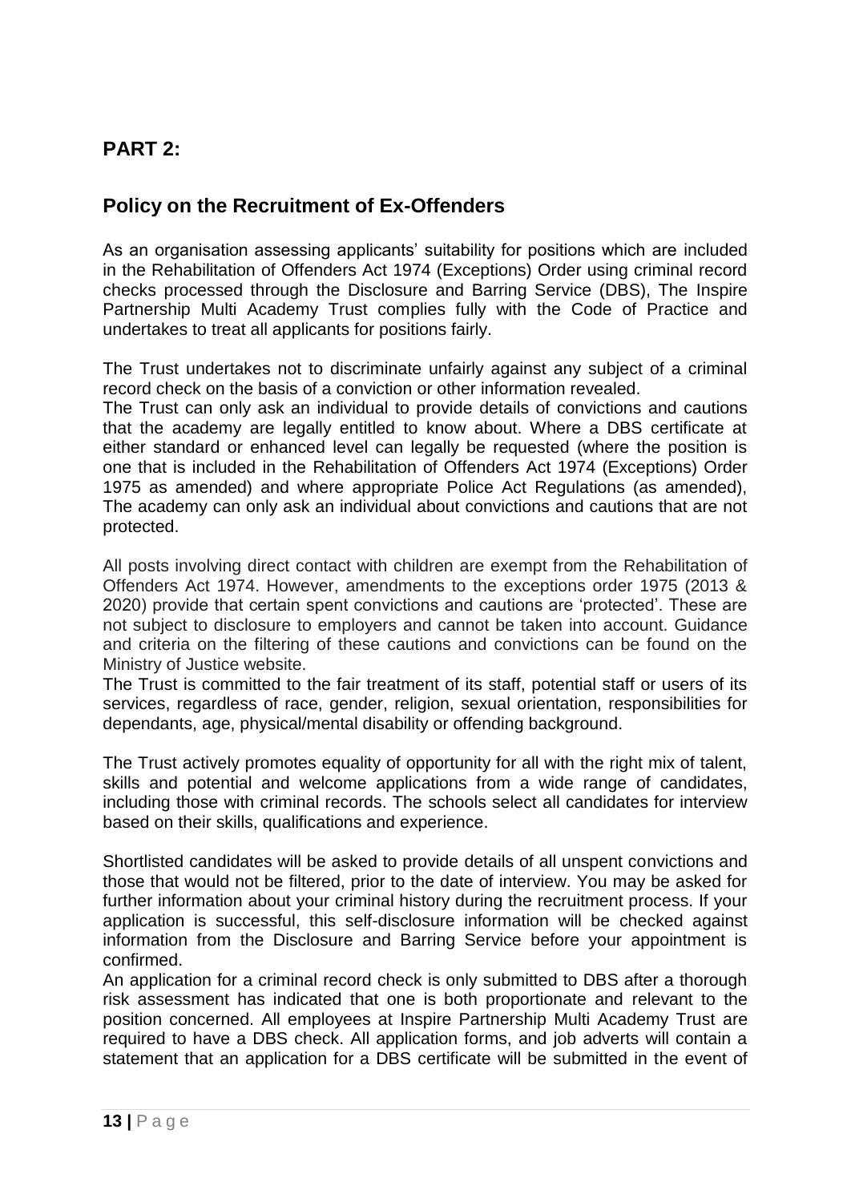## PART 2:

## Policy on the Recruitment of Ex-Offenders

As an organisation assessing applicants' suitability for positions which are included in the Rehabilitation of Offenders Act 1974 (Exceptions) Order using criminal record checks processed through the Disclosure and Barring Service (DBS), The Inspire Partnership Multi Academy Trust complies fully with the Code of Practice and undertakes to treat all applicants for positions fairly.

The Trust undertakes not to discriminate unfairly against any subject of a criminal record check on the basis of a conviction or other information revealed.

The Trust can only ask an individual to provide details of convictions and cautions that the academy are legally entitled to know about. Where a DBS certificate at either standard or enhanced level can legally be requested (where the position is one that is included in the Rehabilitation of Offenders Act 1974 (Exceptions) Order 1975 as amended) and where appropriate Police Act Regulations (as amended), The academy can only ask an individual about convictions and cautions that are not protected.

All posts involving direct contact with children are exempt from the Rehabilitation of Offenders Act 1974. However, amendments to the exceptions order 1975 (2013 & 2020) provide that certain spent convictions and cautions are 'protected'. These are not subject to disclosure to employers and cannot be taken into account. Guidance and criteria on the filtering of these cautions and convictions can be found on the Ministry of Justice website.

The Trust is committed to the fair treatment of its staff, potential staff or users of its services, regardless of race, gender, religion, sexual orientation, responsibilities for dependants, age, physical/mental disability or offending background.

The Trust actively promotes equality of opportunity for all with the right mix of talent, skills and potential and welcome applications from a wide range of candidates, including those with criminal records. The schools select all candidates for interview based on their skills, qualifications and experience.

Shortlisted candidates will be asked to provide details of all unspent convictions and those that would not be filtered, prior to the date of interview. You may be asked for further information about your criminal history during the recruitment process. If your application is successful, this self-disclosure information will be checked against information from the Disclosure and Barring Service before your appointment is confirmed.

An application for a criminal record check is only submitted to DBS after a thorough risk assessment has indicated that one is both proportionate and relevant to the position concerned. All employees at Inspire Partnership Multi Academy Trust are required to have a DBS check. All application forms, and job adverts will contain a statement that an application for a DBS certificate will be submitted in the event of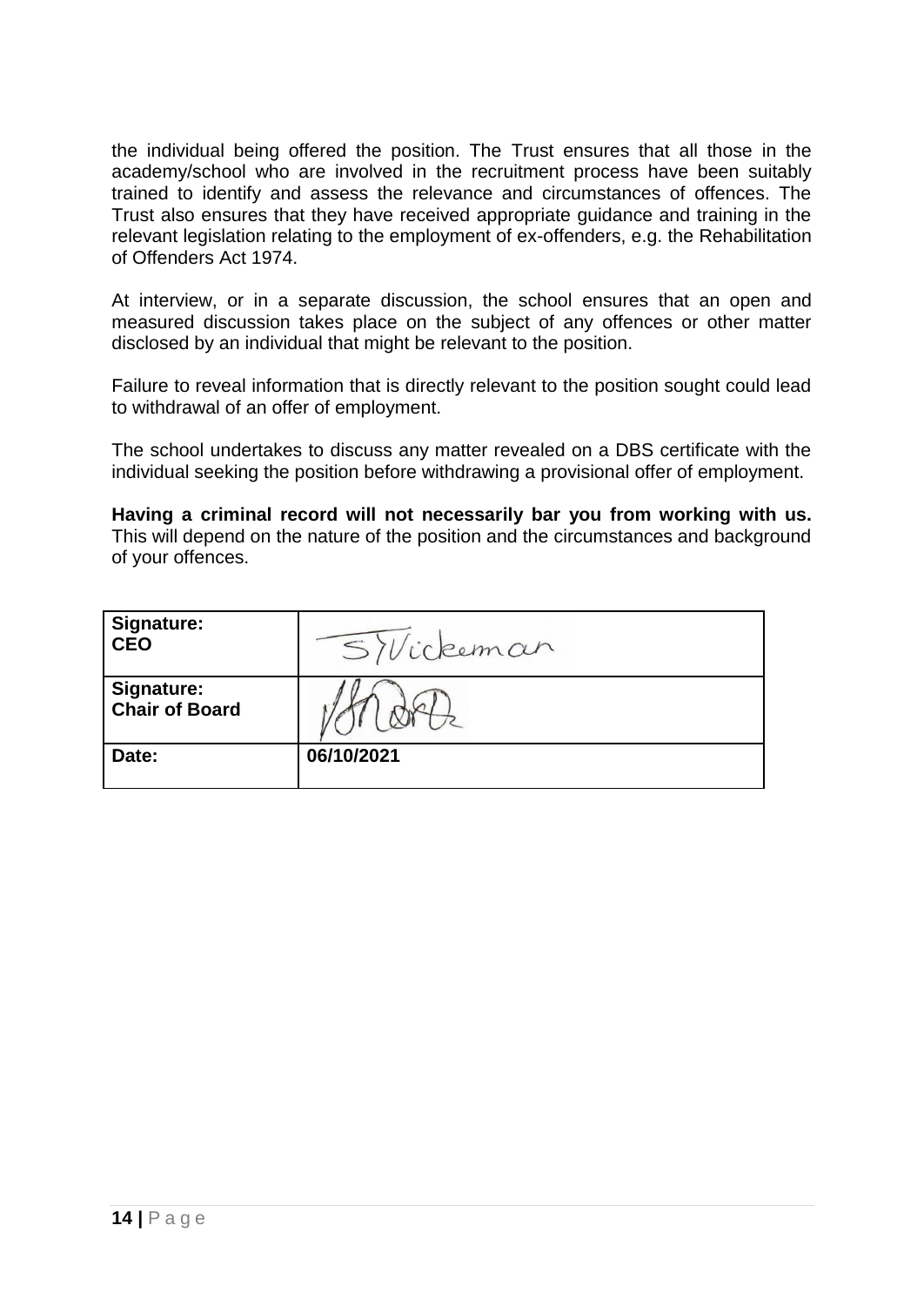the individual being offered the position. The Trust ensures that all those in the academy/school who are involved in the recruitment process have been suitably trained to identify and assess the relevance and circumstances of offences. The Trust also ensures that they have received appropriate guidance and training in the relevant legislation relating to the employment of ex-offenders, e.g. the Rehabilitation of Offenders Act 1974.

At interview, or in a separate discussion, the school ensures that an open and measured discussion takes place on the subject of any offences or other matter disclosed by an individual that might be relevant to the position.

Failure to reveal information that is directly relevant to the position sought could lead to withdrawal of an offer of employment.

The school undertakes to discuss any matter revealed on a DBS certificate with the individual seeking the position before withdrawing a provisional offer of employment.

**Having a criminal record will not necessarily bar you from working with us.** This will depend on the nature of the position and the circumstances and background of your offences.

| | |
|---|---|
| **Signature: CEO** | S Vickeman |
| **Signature: Chair of Board** | |
| **Date:** | **06/10/2021** |